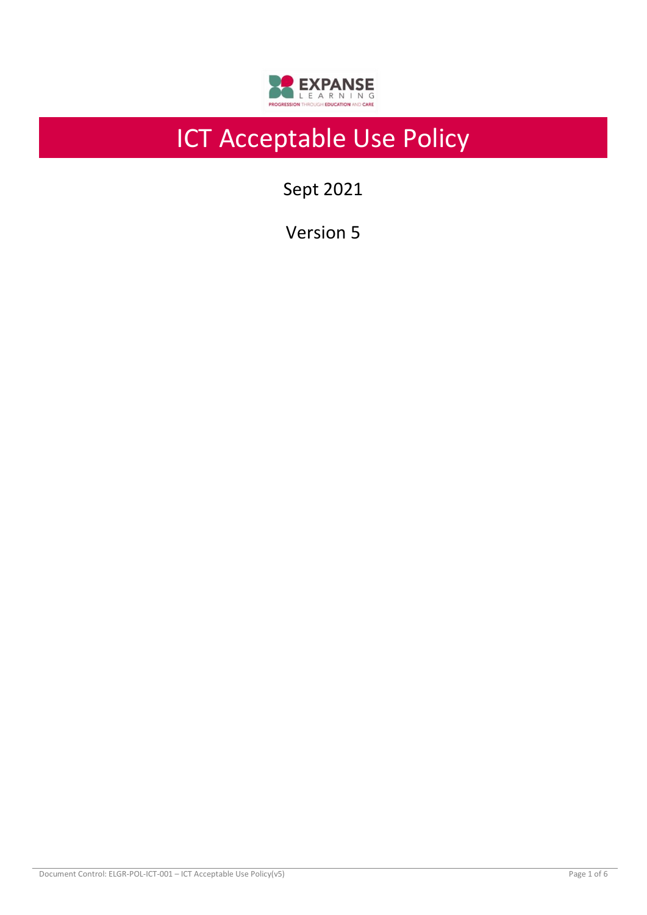# ICT Acceptable Use Policy

Sept 2021

Version 5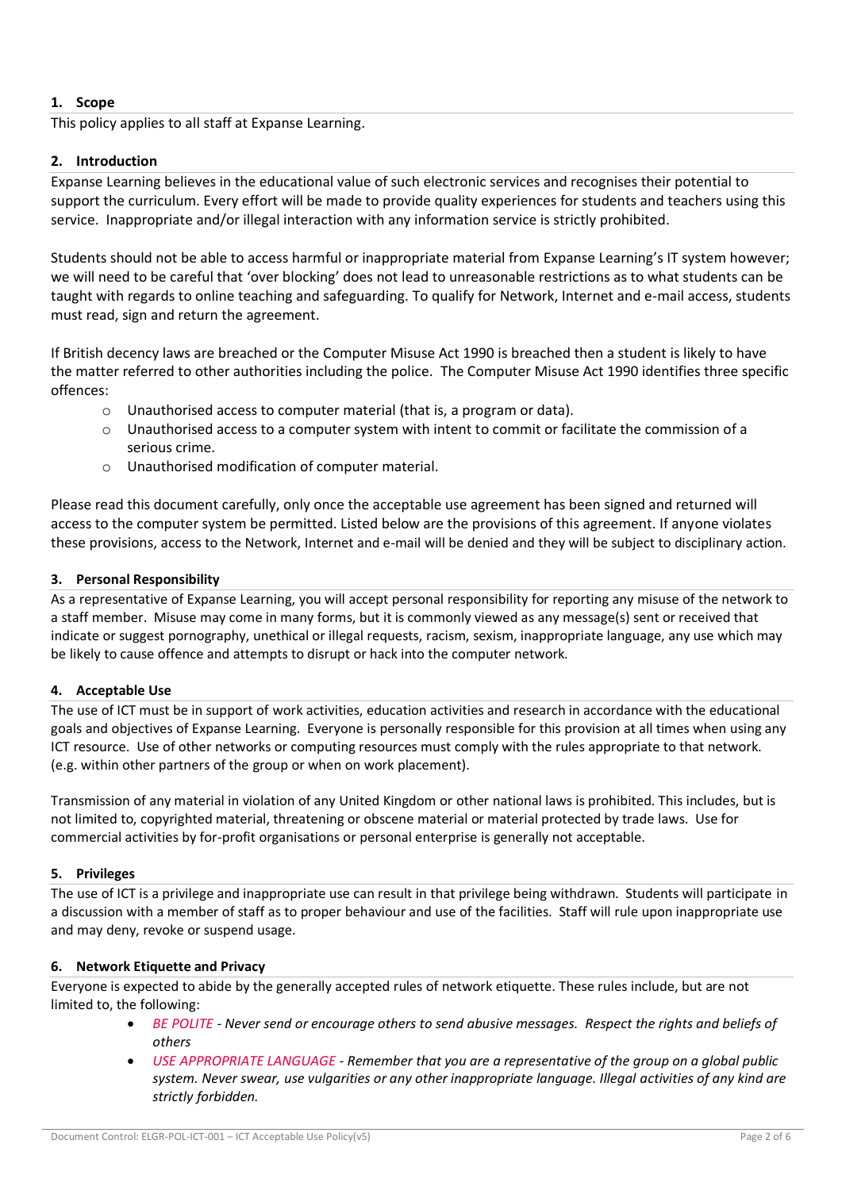## 1. Scope

This policy applies to all staff at Expanse Learning.

## 2. Introduction

Expanse Learning believes in the educational value of such electronic services and recognises their potential to support the curriculum. Every effort will be made to provide quality experiences for students and teachers using this service. Inappropriate and/or illegal interaction with any information service is strictly prohibited.

Students should not be able to access harmful or inappropriate material from Expanse Learning's IT system however; we will need to be careful that 'over blocking' does not lead to unreasonable restrictions as to what students can be taught with regards to online teaching and safeguarding. To qualify for Network, Internet and e-mail access, students must read, sign and return the agreement.

If British decency laws are breached or the Computer Misuse Act 1990 is breached then a student is likely to have the matter referred to other authorities including the police. The Computer Misuse Act 1990 identifies three specific offences:

- Unauthorised access to computer material (that is, a program or data).
- Unauthorised access to a computer system with intent to commit or facilitate the commission of a serious crime.
- Unauthorised modification of computer material.

Please read this document carefully, only once the acceptable use agreement has been signed and returned will access to the computer system be permitted. Listed below are the provisions of this agreement. If anyone violates these provisions, access to the Network, Internet and e-mail will be denied and they will be subject to disciplinary action.

## 3. Personal Responsibility

As a representative of Expanse Learning, you will accept personal responsibility for reporting any misuse of the network to a staff member. Misuse may come in many forms, but it is commonly viewed as any message(s) sent or received that indicate or suggest pornography, unethical or illegal requests, racism, sexism, inappropriate language, any use which may be likely to cause offence and attempts to disrupt or hack into the computer network.

## 4. Acceptable Use

The use of ICT must be in support of work activities, education activities and research in accordance with the educational goals and objectives of Expanse Learning. Everyone is personally responsible for this provision at all times when using any ICT resource. Use of other networks or computing resources must comply with the rules appropriate to that network. (e.g. within other partners of the group or when on work placement).

Transmission of any material in violation of any United Kingdom or other national laws is prohibited. This includes, but is not limited to, copyrighted material, threatening or obscene material or material protected by trade laws. Use for commercial activities by for-profit organisations or personal enterprise is generally not acceptable.

## 5. Privileges

The use of ICT is a privilege and inappropriate use can result in that privilege being withdrawn. Students will participate in a discussion with a member of staff as to proper behaviour and use of the facilities. Staff will rule upon inappropriate use and may deny, revoke or suspend usage.

## 6. Network Etiquette and Privacy

Everyone is expected to abide by the generally accepted rules of network etiquette. These rules include, but are not limited to, the following:

- *BE POLITE - Never send or encourage others to send abusive messages. Respect the rights and beliefs of others*
- *USE APPROPRIATE LANGUAGE - Remember that you are a representative of the group on a global public system. Never swear, use vulgarities or any other inappropriate language. Illegal activities of any kind are strictly forbidden.*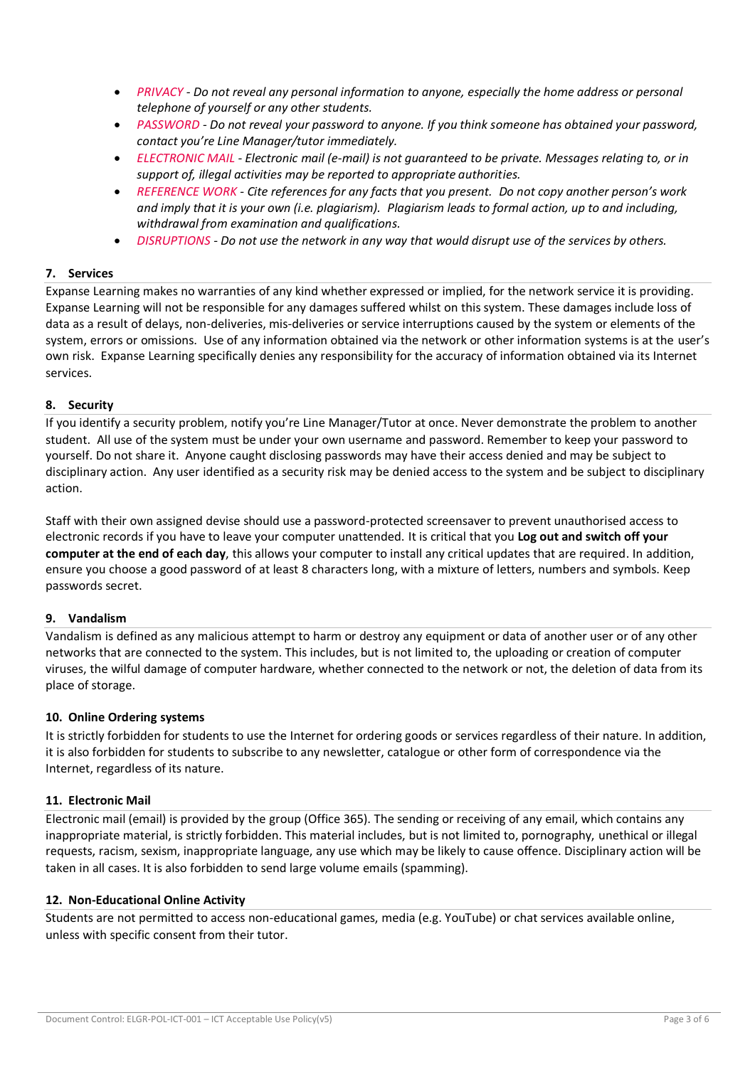- *PRIVACY - Do not reveal any personal information to anyone, especially the home address or personal telephone of yourself or any other students.*
- *PASSWORD - Do not reveal your password to anyone. If you think someone has obtained your password, contact you're Line Manager/tutor immediately.*
- *ELECTRONIC MAIL - Electronic mail (e-mail) is not guaranteed to be private. Messages relating to, or in support of, illegal activities may be reported to appropriate authorities.*
- *REFERENCE WORK - Cite references for any facts that you present. Do not copy another person's work and imply that it is your own (i.e. plagiarism). Plagiarism leads to formal action, up to and including, withdrawal from examination and qualifications.*
- *DISRUPTIONS - Do not use the network in any way that would disrupt use of the services by others.*

## 7. Services

Expanse Learning makes no warranties of any kind whether expressed or implied, for the network service it is providing. Expanse Learning will not be responsible for any damages suffered whilst on this system. These damages include loss of data as a result of delays, non-deliveries, mis-deliveries or service interruptions caused by the system or elements of the system, errors or omissions. Use of any information obtained via the network or other information systems is at the user's own risk. Expanse Learning specifically denies any responsibility for the accuracy of information obtained via its Internet services.

## 8. Security

If you identify a security problem, notify you're Line Manager/Tutor at once. Never demonstrate the problem to another student. All use of the system must be under your own username and password. Remember to keep your password to yourself. Do not share it. Anyone caught disclosing passwords may have their access denied and may be subject to disciplinary action. Any user identified as a security risk may be denied access to the system and be subject to disciplinary action.

Staff with their own assigned devise should use a password-protected screensaver to prevent unauthorised access to electronic records if you have to leave your computer unattended. It is critical that you **Log out and switch off your computer at the end of each day**, this allows your computer to install any critical updates that are required. In addition, ensure you choose a good password of at least 8 characters long, with a mixture of letters, numbers and symbols. Keep passwords secret.

## 9. Vandalism

Vandalism is defined as any malicious attempt to harm or destroy any equipment or data of another user or of any other networks that are connected to the system. This includes, but is not limited to, the uploading or creation of computer viruses, the wilful damage of computer hardware, whether connected to the network or not, the deletion of data from its place of storage.

## 10. Online Ordering systems

It is strictly forbidden for students to use the Internet for ordering goods or services regardless of their nature. In addition, it is also forbidden for students to subscribe to any newsletter, catalogue or other form of correspondence via the Internet, regardless of its nature.

## 11. Electronic Mail

Electronic mail (email) is provided by the group (Office 365). The sending or receiving of any email, which contains any inappropriate material, is strictly forbidden. This material includes, but is not limited to, pornography, unethical or illegal requests, racism, sexism, inappropriate language, any use which may be likely to cause offence. Disciplinary action will be taken in all cases. It is also forbidden to send large volume emails (spamming).

## 12. Non-Educational Online Activity

Students are not permitted to access non-educational games, media (e.g. YouTube) or chat services available online, unless with specific consent from their tutor.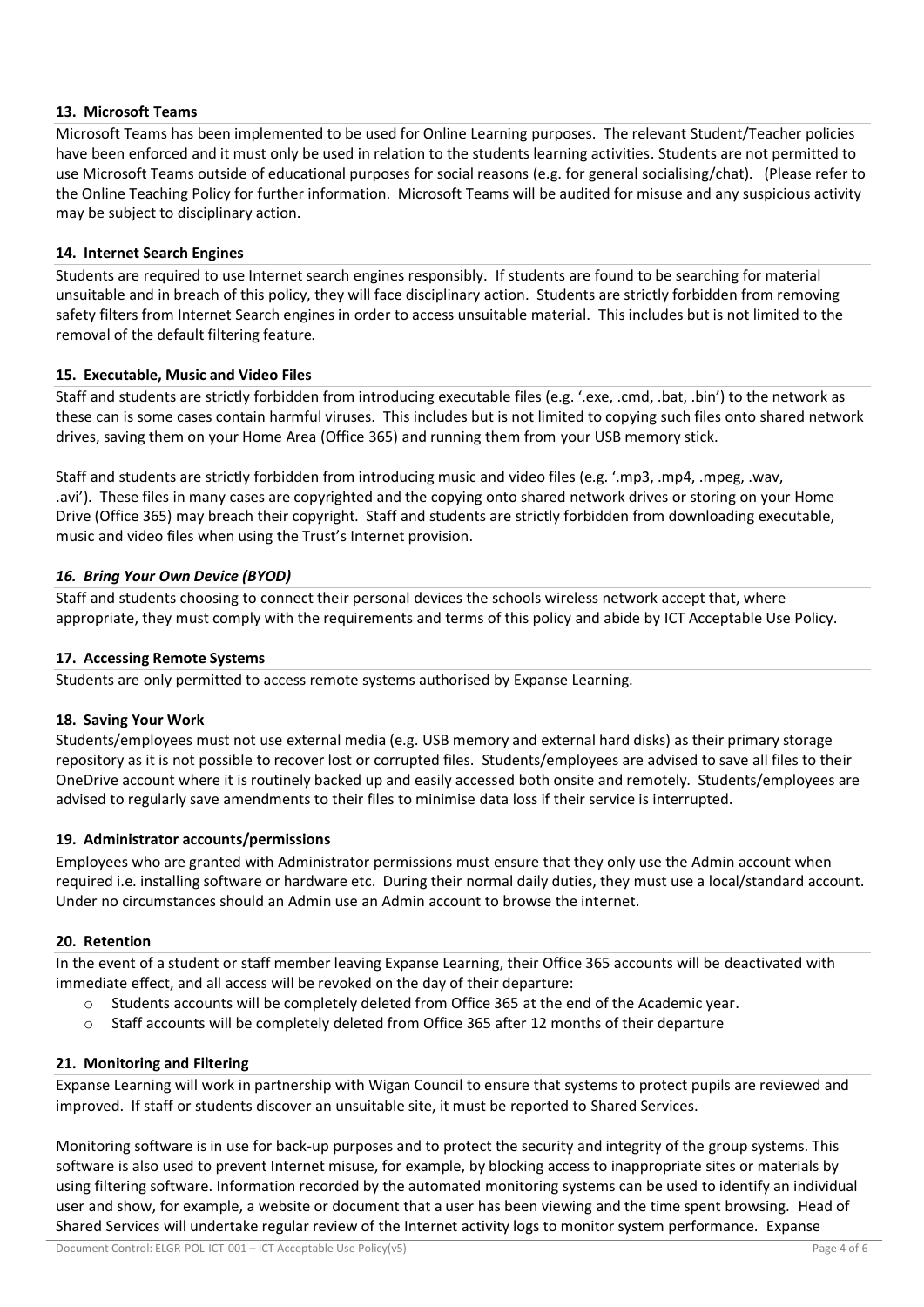### 13. Microsoft Teams

Microsoft Teams has been implemented to be used for Online Learning purposes. The relevant Student/Teacher policies have been enforced and it must only be used in relation to the students learning activities. Students are not permitted to use Microsoft Teams outside of educational purposes for social reasons (e.g. for general socialising/chat). (Please refer to the Online Teaching Policy for further information. Microsoft Teams will be audited for misuse and any suspicious activity may be subject to disciplinary action.

### 14. Internet Search Engines

Students are required to use Internet search engines responsibly. If students are found to be searching for material unsuitable and in breach of this policy, they will face disciplinary action. Students are strictly forbidden from removing safety filters from Internet Search engines in order to access unsuitable material. This includes but is not limited to the removal of the default filtering feature.

### 15. Executable, Music and Video Files

Staff and students are strictly forbidden from introducing executable files (e.g. '.exe, .cmd, .bat, .bin') to the network as these can is some cases contain harmful viruses. This includes but is not limited to copying such files onto shared network drives, saving them on your Home Area (Office 365) and running them from your USB memory stick.

Staff and students are strictly forbidden from introducing music and video files (e.g. '.mp3, .mp4, .mpeg, .wav, .avi'). These files in many cases are copyrighted and the copying onto shared network drives or storing on your Home Drive (Office 365) may breach their copyright. Staff and students are strictly forbidden from downloading executable, music and video files when using the Trust's Internet provision.

### *16. Bring Your Own Device (BYOD)*

Staff and students choosing to connect their personal devices the schools wireless network accept that, where appropriate, they must comply with the requirements and terms of this policy and abide by ICT Acceptable Use Policy.

### 17. Accessing Remote Systems

Students are only permitted to access remote systems authorised by Expanse Learning.

### 18. Saving Your Work

Students/employees must not use external media (e.g. USB memory and external hard disks) as their primary storage repository as it is not possible to recover lost or corrupted files. Students/employees are advised to save all files to their OneDrive account where it is routinely backed up and easily accessed both onsite and remotely. Students/employees are advised to regularly save amendments to their files to minimise data loss if their service is interrupted.

### 19. Administrator accounts/permissions

Employees who are granted with Administrator permissions must ensure that they only use the Admin account when required i.e. installing software or hardware etc. During their normal daily duties, they must use a local/standard account. Under no circumstances should an Admin use an Admin account to browse the internet.

### 20. Retention

In the event of a student or staff member leaving Expanse Learning, their Office 365 accounts will be deactivated with immediate effect, and all access will be revoked on the day of their departure:

- Students accounts will be completely deleted from Office 365 at the end of the Academic year.
- Staff accounts will be completely deleted from Office 365 after 12 months of their departure

### 21. Monitoring and Filtering

Expanse Learning will work in partnership with Wigan Council to ensure that systems to protect pupils are reviewed and improved. If staff or students discover an unsuitable site, it must be reported to Shared Services.

Monitoring software is in use for back-up purposes and to protect the security and integrity of the group systems. This software is also used to prevent Internet misuse, for example, by blocking access to inappropriate sites or materials by using filtering software. Information recorded by the automated monitoring systems can be used to identify an individual user and show, for example, a website or document that a user has been viewing and the time spent browsing. Head of Shared Services will undertake regular review of the Internet activity logs to monitor system performance. Expanse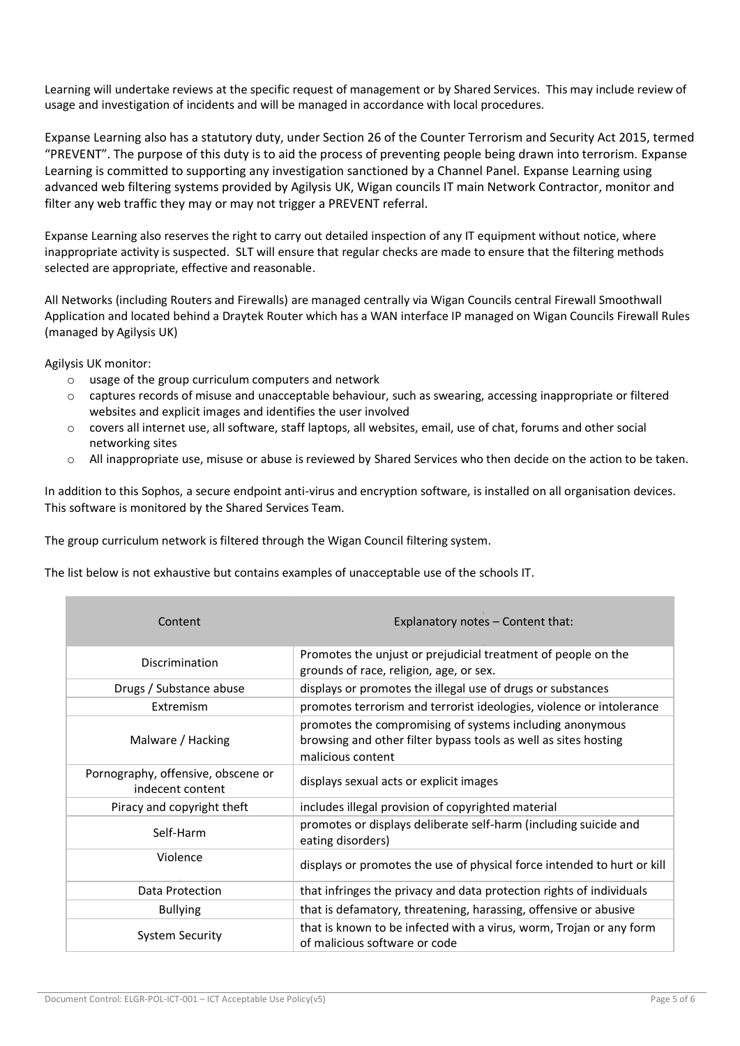Learning will undertake reviews at the specific request of management or by Shared Services. This may include review of usage and investigation of incidents and will be managed in accordance with local procedures.

Expanse Learning also has a statutory duty, under Section 26 of the Counter Terrorism and Security Act 2015, termed "PREVENT". The purpose of this duty is to aid the process of preventing people being drawn into terrorism. Expanse Learning is committed to supporting any investigation sanctioned by a Channel Panel. Expanse Learning using advanced web filtering systems provided by Agilysis UK, Wigan councils IT main Network Contractor, monitor and filter any web traffic they may or may not trigger a PREVENT referral.

Expanse Learning also reserves the right to carry out detailed inspection of any IT equipment without notice, where inappropriate activity is suspected. SLT will ensure that regular checks are made to ensure that the filtering methods selected are appropriate, effective and reasonable.

All Networks (including Routers and Firewalls) are managed centrally via Wigan Councils central Firewall Smoothwall Application and located behind a Draytek Router which has a WAN interface IP managed on Wigan Councils Firewall Rules (managed by Agilysis UK)

Agilysis UK monitor:

- usage of the group curriculum computers and network
- captures records of misuse and unacceptable behaviour, such as swearing, accessing inappropriate or filtered websites and explicit images and identifies the user involved
- covers all internet use, all software, staff laptops, all websites, email, use of chat, forums and other social networking sites
- All inappropriate use, misuse or abuse is reviewed by Shared Services who then decide on the action to be taken.

In addition to this Sophos, a secure endpoint anti-virus and encryption software, is installed on all organisation devices. This software is monitored by the Shared Services Team.

The group curriculum network is filtered through the Wigan Council filtering system.

The list below is not exhaustive but contains examples of unacceptable use of the schools IT.

| Content | Explanatory notes – Content that: |
|---|---|
| Discrimination | Promotes the unjust or prejudicial treatment of people on the grounds of race, religion, age, or sex. |
| Drugs / Substance abuse | displays or promotes the illegal use of drugs or substances |
| Extremism | promotes terrorism and terrorist ideologies, violence or intolerance |
| Malware / Hacking | promotes the compromising of systems including anonymous browsing and other filter bypass tools as well as sites hosting malicious content |
| Pornography, offensive, obscene or indecent content | displays sexual acts or explicit images |
| Piracy and copyright theft | includes illegal provision of copyrighted material |
| Self-Harm | promotes or displays deliberate self-harm (including suicide and eating disorders) |
| Violence | displays or promotes the use of physical force intended to hurt or kill |
| Data Protection | that infringes the privacy and data protection rights of individuals |
| Bullying | that is defamatory, threatening, harassing, offensive or abusive |
| System Security | that is known to be infected with a virus, worm, Trojan or any form of malicious software or code |

Document Control: ELGR-POL-ICT-001 – ICT Acceptable Use Policy(v5)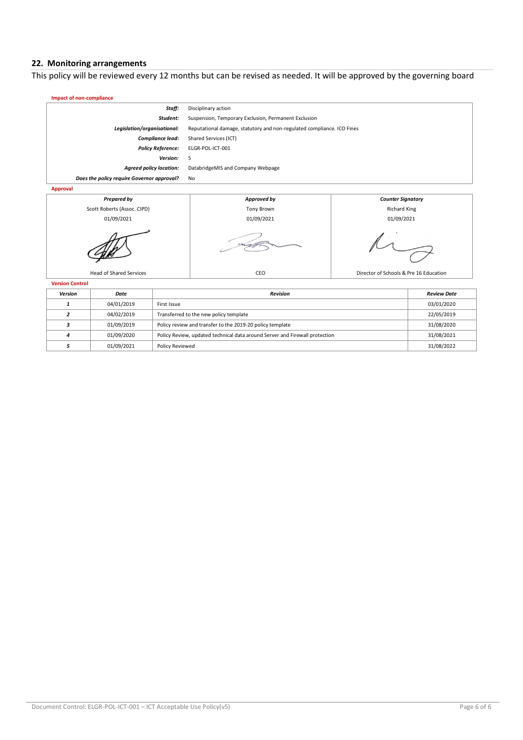## 22. Monitoring arrangements

This policy will be reviewed every 12 months but can be revised as needed. It will be approved by the governing board

**Impact of non-compliance**

| | |
|---|---|
| ***Staff:*** | Disciplinary action |
| ***Student:*** | Suspension, Temporary Exclusion, Permanent Exclusion |
| ***Legislation/organisational:*** | Reputational damage, statutory and non-regulated compliance. ICO Fines |
| ***Compliance lead:*** | Shared Services (ICT) |
| ***Policy Reference:*** | ELGR-POL-ICT-001 |
| ***Version:*** | 5 |
| ***Agreed policy location:*** | DatabridgeMIS and Company Webpage |
| ***Does the policy require Governor approval?*** | No |

**Approval**

| ***Prepared by*** | ***Approved by*** | ***Counter Signatory*** |
|---|---|---|
| Scott Roberts (Assoc. CIPD) | Tony Brown | Richard King |
| 01/09/2021 | 01/09/2021 | 01/09/2021 |
| Head of Shared Services | CEO | Director of Schools & Pre 16 Education |

**Version Control**

| ***Version*** | ***Date*** | ***Revision*** | ***Review Date*** |
|---|---|---|---|
| ***1*** | 04/01/2019 | First Issue | 03/01/2020 |
| ***2*** | 04/02/2019 | Transferred to the new policy template | 22/05/2019 |
| ***3*** | 01/09/2019 | Policy review and transfer to the 2019-20 policy template | 31/08/2020 |
| ***4*** | 01/09/2020 | Policy Review, updated technical data around Server and Firewall protection | 31/08/2021 |
| ***5*** | 01/09/2021 | Policy Reviewed | 31/08/2022 |